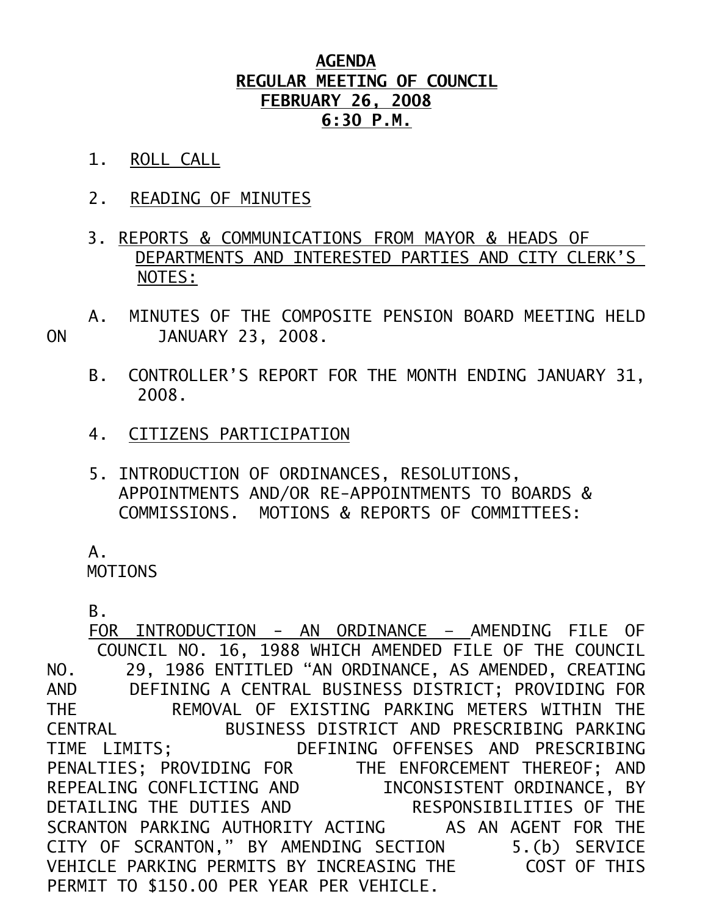# AGENDA
## REGULAR MEETING OF COUNCIL
## FEBRUARY 26, 2008
## 6:30 P.M.

1. ROLL CALL

2. READING OF MINUTES

3. REPORTS & COMMUNICATIONS FROM MAYOR & HEADS OF DEPARTMENTS AND INTERESTED PARTIES AND CITY CLERK'S NOTES:

A. MINUTES OF THE COMPOSITE PENSION BOARD MEETING HELD ON JANUARY 23, 2008.

B. CONTROLLER'S REPORT FOR THE MONTH ENDING JANUARY 31, 2008.

4. CITIZENS PARTICIPATION

5. INTRODUCTION OF ORDINANCES, RESOLUTIONS, APPOINTMENTS AND/OR RE-APPOINTMENTS TO BOARDS & COMMISSIONS. MOTIONS & REPORTS OF COMMITTEES:

A. MOTIONS

B. FOR INTRODUCTION - AN ORDINANCE – AMENDING FILE OF COUNCIL NO. 16, 1988 WHICH AMENDED FILE OF THE COUNCIL NO. 29, 1986 ENTITLED "AN ORDINANCE, AS AMENDED, CREATING AND DEFINING A CENTRAL BUSINESS DISTRICT; PROVIDING FOR THE REMOVAL OF EXISTING PARKING METERS WITHIN THE CENTRAL BUSINESS DISTRICT AND PRESCRIBING PARKING TIME LIMITS; DEFINING OFFENSES AND PRESCRIBING PENALTIES; PROVIDING FOR THE ENFORCEMENT THEREOF; AND REPEALING CONFLICTING AND INCONSISTENT ORDINANCE, BY DETAILING THE DUTIES AND RESPONSIBILITIES OF THE SCRANTON PARKING AUTHORITY ACTING AS AN AGENT FOR THE CITY OF SCRANTON," BY AMENDING SECTION 5.(b) SERVICE VEHICLE PARKING PERMITS BY INCREASING THE COST OF THIS PERMIT TO $150.00 PER YEAR PER VEHICLE.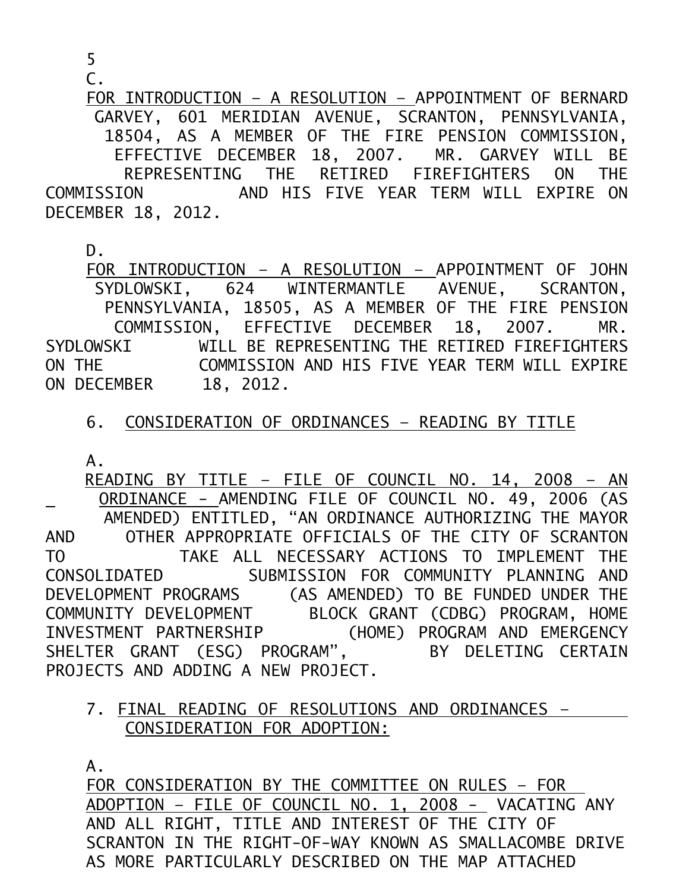5

C.

FOR INTRODUCTION – A RESOLUTION – APPOINTMENT OF BERNARD GARVEY, 601 MERIDIAN AVENUE, SCRANTON, PENNSYLVANIA, 18504, AS A MEMBER OF THE FIRE PENSION COMMISSION, EFFECTIVE DECEMBER 18, 2007. MR. GARVEY WILL BE REPRESENTING THE RETIRED FIREFIGHTERS ON THE COMMISSION AND HIS FIVE YEAR TERM WILL EXPIRE ON DECEMBER 18, 2012.

D.

FOR INTRODUCTION – A RESOLUTION – APPOINTMENT OF JOHN SYDLOWSKI, 624 WINTERMANTLE AVENUE, SCRANTON, PENNSYLVANIA, 18505, AS A MEMBER OF THE FIRE PENSION COMMISSION, EFFECTIVE DECEMBER 18, 2007. MR. SYDLOWSKI WILL BE REPRESENTING THE RETIRED FIREFIGHTERS ON THE COMMISSION AND HIS FIVE YEAR TERM WILL EXPIRE ON DECEMBER 18, 2012.

6. CONSIDERATION OF ORDINANCES – READING BY TITLE

A.

READING BY TITLE – FILE OF COUNCIL NO. 14, 2008 – AN ORDINANCE - AMENDING FILE OF COUNCIL NO. 49, 2006 (AS AMENDED) ENTITLED, "AN ORDINANCE AUTHORIZING THE MAYOR AND OTHER APPROPRIATE OFFICIALS OF THE CITY OF SCRANTON TO TAKE ALL NECESSARY ACTIONS TO IMPLEMENT THE CONSOLIDATED SUBMISSION FOR COMMUNITY PLANNING AND DEVELOPMENT PROGRAMS (AS AMENDED) TO BE FUNDED UNDER THE COMMUNITY DEVELOPMENT BLOCK GRANT (CDBG) PROGRAM, HOME INVESTMENT PARTNERSHIP (HOME) PROGRAM AND EMERGENCY SHELTER GRANT (ESG) PROGRAM", BY DELETING CERTAIN PROJECTS AND ADDING A NEW PROJECT.

7. FINAL READING OF RESOLUTIONS AND ORDINANCES – CONSIDERATION FOR ADOPTION:

A.

FOR CONSIDERATION BY THE COMMITTEE ON RULES – FOR ADOPTION – FILE OF COUNCIL NO. 1, 2008 - VACATING ANY AND ALL RIGHT, TITLE AND INTEREST OF THE CITY OF SCRANTON IN THE RIGHT-OF-WAY KNOWN AS SMALLACOMBE DRIVE AS MORE PARTICULARLY DESCRIBED ON THE MAP ATTACHED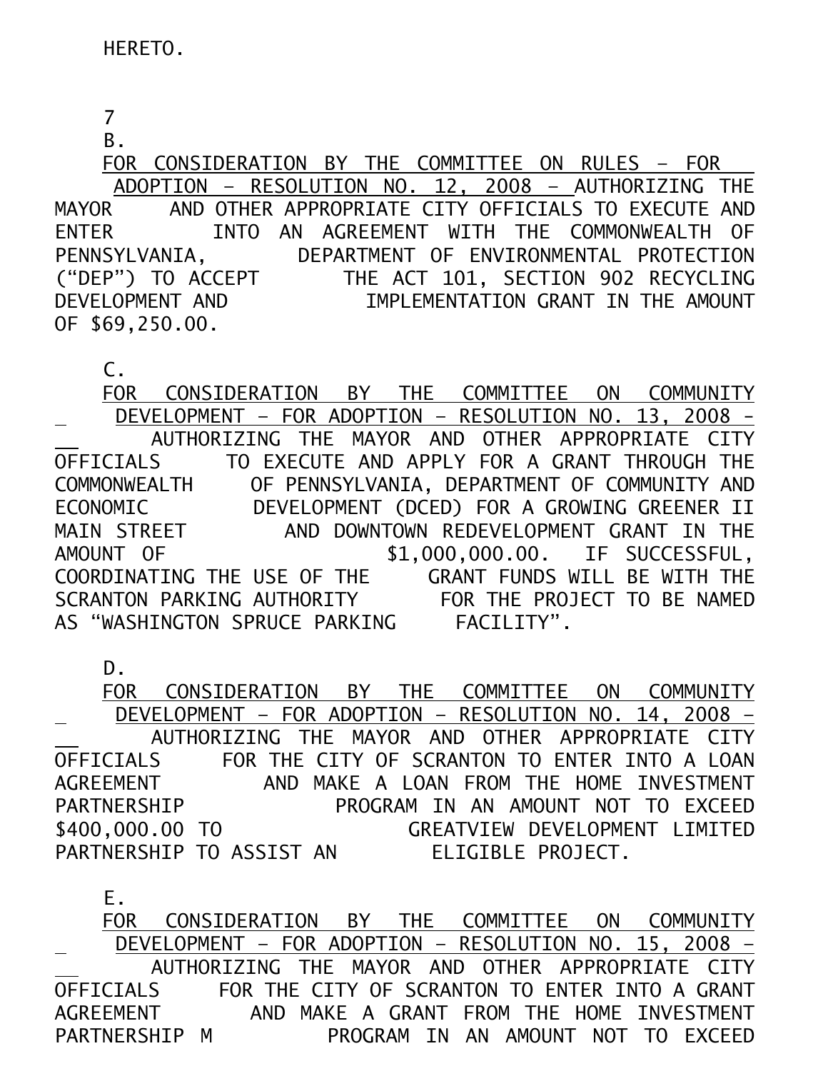HERETO.

7

B.

FOR CONSIDERATION BY THE COMMITTEE ON RULES – FOR ADOPTION – RESOLUTION NO. 12, 2008 – AUTHORIZING THE MAYOR AND OTHER APPROPRIATE CITY OFFICIALS TO EXECUTE AND ENTER INTO AN AGREEMENT WITH THE COMMONWEALTH OF PENNSYLVANIA, DEPARTMENT OF ENVIRONMENTAL PROTECTION ("DEP") TO ACCEPT THE ACT 101, SECTION 902 RECYCLING DEVELOPMENT AND IMPLEMENTATION GRANT IN THE AMOUNT OF $69,250.00.

C.

FOR CONSIDERATION BY THE COMMITTEE ON COMMUNITY DEVELOPMENT – FOR ADOPTION – RESOLUTION NO. 13, 2008 – AUTHORIZING THE MAYOR AND OTHER APPROPRIATE CITY OFFICIALS TO EXECUTE AND APPLY FOR A GRANT THROUGH THE COMMONWEALTH OF PENNSYLVANIA, DEPARTMENT OF COMMUNITY AND ECONOMIC DEVELOPMENT (DCED) FOR A GROWING GREENER II MAIN STREET AND DOWNTOWN REDEVELOPMENT GRANT IN THE AMOUNT OF $1,000,000.00. IF SUCCESSFUL, COORDINATING THE USE OF THE GRANT FUNDS WILL BE WITH THE SCRANTON PARKING AUTHORITY FOR THE PROJECT TO BE NAMED AS "WASHINGTON SPRUCE PARKING FACILITY".

D.

FOR CONSIDERATION BY THE COMMITTEE ON COMMUNITY DEVELOPMENT – FOR ADOPTION – RESOLUTION NO. 14, 2008 – AUTHORIZING THE MAYOR AND OTHER APPROPRIATE CITY OFFICIALS FOR THE CITY OF SCRANTON TO ENTER INTO A LOAN AGREEMENT AND MAKE A LOAN FROM THE HOME INVESTMENT PARTNERSHIP PROGRAM IN AN AMOUNT NOT TO EXCEED $400,000.00 TO GREATVIEW DEVELOPMENT LIMITED PARTNERSHIP TO ASSIST AN ELIGIBLE PROJECT.

E.

FOR CONSIDERATION BY THE COMMITTEE ON COMMUNITY DEVELOPMENT – FOR ADOPTION – RESOLUTION NO. 15, 2008 – AUTHORIZING THE MAYOR AND OTHER APPROPRIATE CITY OFFICIALS FOR THE CITY OF SCRANTON TO ENTER INTO A GRANT AGREEMENT AND MAKE A GRANT FROM THE HOME INVESTMENT PARTNERSHIP M PROGRAM IN AN AMOUNT NOT TO EXCEED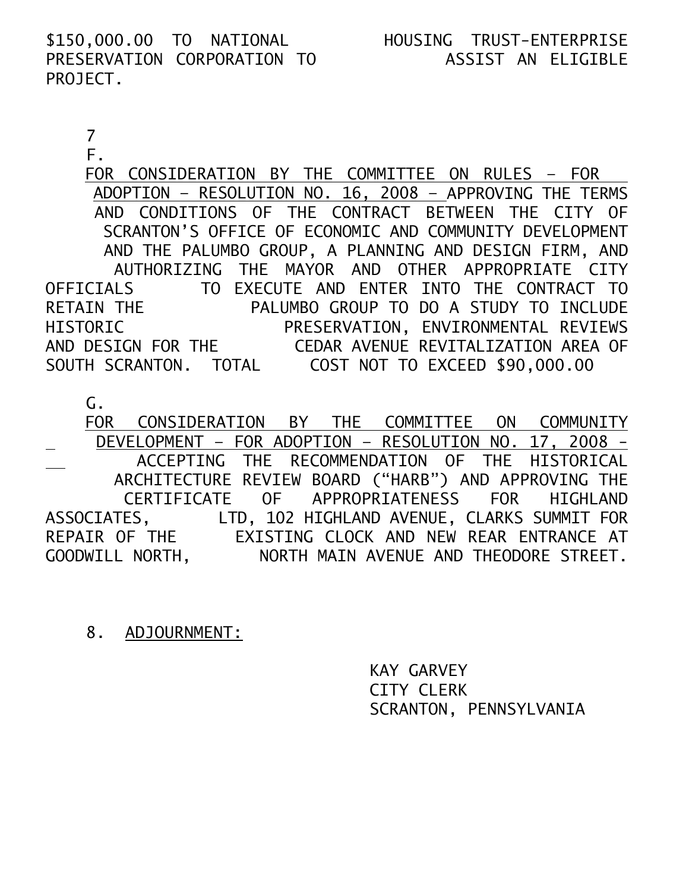$150,000.00 TO NATIONAL HOUSING TRUST-ENTERPRISE PRESERVATION CORPORATION TO ASSIST AN ELIGIBLE PROJECT.

7

F.

FOR CONSIDERATION BY THE COMMITTEE ON RULES – FOR ADOPTION – RESOLUTION NO. 16, 2008 – APPROVING THE TERMS AND CONDITIONS OF THE CONTRACT BETWEEN THE CITY OF SCRANTON'S OFFICE OF ECONOMIC AND COMMUNITY DEVELOPMENT AND THE PALUMBO GROUP, A PLANNING AND DESIGN FIRM, AND AUTHORIZING THE MAYOR AND OTHER APPROPRIATE CITY OFFICIALS TO EXECUTE AND ENTER INTO THE CONTRACT TO RETAIN THE PALUMBO GROUP TO DO A STUDY TO INCLUDE HISTORIC PRESERVATION, ENVIRONMENTAL REVIEWS AND DESIGN FOR THE CEDAR AVENUE REVITALIZATION AREA OF SOUTH SCRANTON. TOTAL COST NOT TO EXCEED $90,000.00

G.

FOR CONSIDERATION BY THE COMMITTEE ON COMMUNITY DEVELOPMENT – FOR ADOPTION – RESOLUTION NO. 17, 2008 - ACCEPTING THE RECOMMENDATION OF THE HISTORICAL ARCHITECTURE REVIEW BOARD ("HARB") AND APPROVING THE CERTIFICATE OF APPROPRIATENESS FOR HIGHLAND ASSOCIATES, LTD, 102 HIGHLAND AVENUE, CLARKS SUMMIT FOR REPAIR OF THE EXISTING CLOCK AND NEW REAR ENTRANCE AT GOODWILL NORTH, NORTH MAIN AVENUE AND THEODORE STREET.

8. ADJOURNMENT:

KAY GARVEY
CITY CLERK
SCRANTON, PENNSYLVANIA